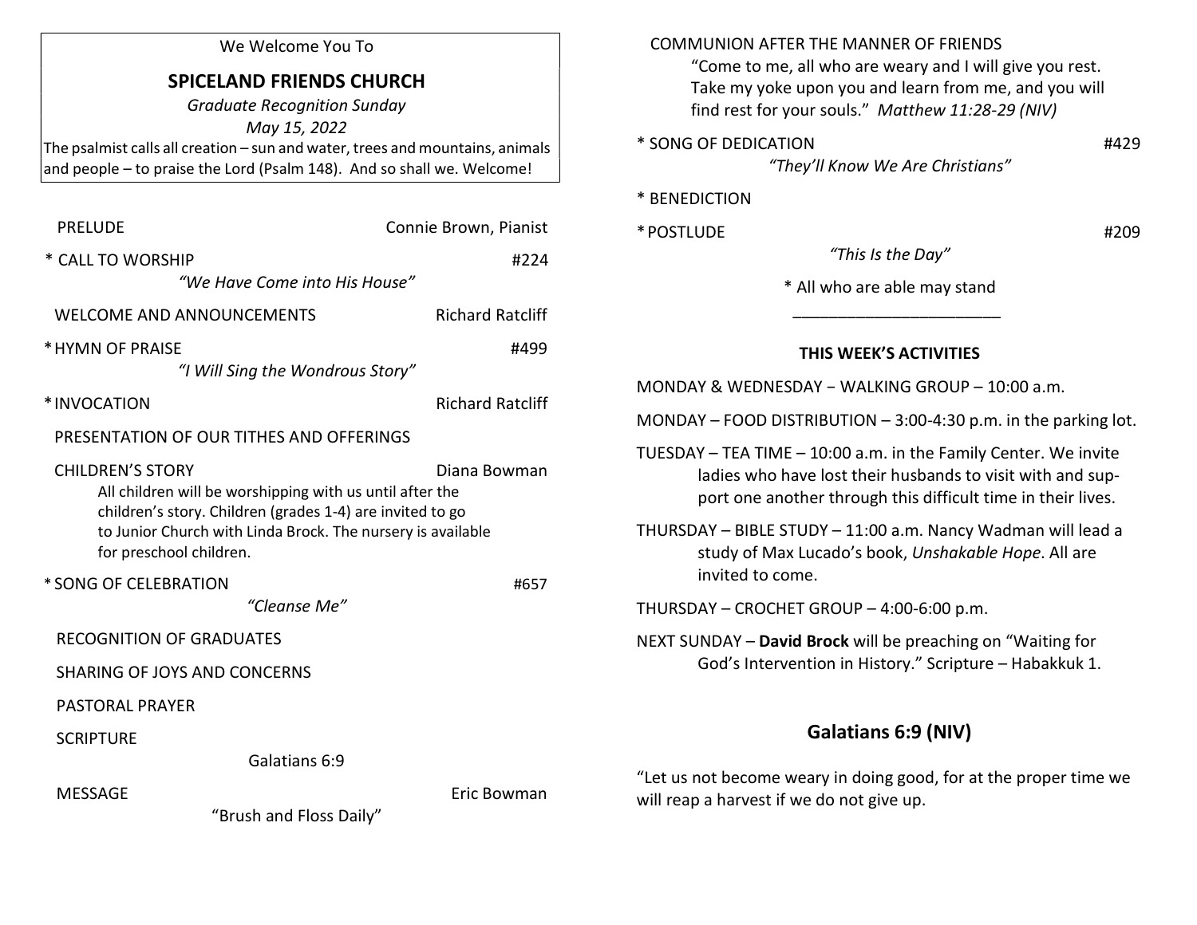We Welcome You To

# SPICELAND FRIENDS CHURCH

*Graduate Recognition Sunday*

*May 15, 2022*

The psalmist calls all creation – sun and water, trees and mountains, animals and people – to praise the Lord (Psalm 148). And so shall we. Welcome!

PRELUDE — Connie Brown, Pianist

\* CALL TO WORSHIP — #224
*"We Have Come into His House"*

WELCOME AND ANNOUNCEMENTS — Richard Ratcliff

\* HYMN OF PRAISE — #499
*"I Will Sing the Wondrous Story"*

\* INVOCATION — Richard Ratcliff

PRESENTATION OF OUR TITHES AND OFFERINGS

CHILDREN'S STORY — Diana Bowman
All children will be worshipping with us until after the children's story. Children (grades 1-4) are invited to go to Junior Church with Linda Brock. The nursery is available for preschool children.

\* SONG OF CELEBRATION — #657
*"Cleanse Me"*

RECOGNITION OF GRADUATES

SHARING OF JOYS AND CONCERNS

PASTORAL PRAYER

SCRIPTURE
Galatians 6:9

MESSAGE — Eric Bowman
"Brush and Floss Daily"

COMMUNION AFTER THE MANNER OF FRIENDS
"Come to me, all who are weary and I will give you rest. Take my yoke upon you and learn from me, and you will find rest for your souls." *Matthew 11:28-29 (NIV)*

\* SONG OF DEDICATION — #429
*"They'll Know We Are Christians"*

\* BENEDICTION

\* POSTLUDE — #209
*"This Is the Day"*

\* All who are able may stand

---

## THIS WEEK'S ACTIVITIES

MONDAY & WEDNESDAY − WALKING GROUP – 10:00 a.m.

MONDAY – FOOD DISTRIBUTION – 3:00-4:30 p.m. in the parking lot.

TUESDAY – TEA TIME – 10:00 a.m. in the Family Center. We invite ladies who have lost their husbands to visit with and support one another through this difficult time in their lives.

THURSDAY – BIBLE STUDY – 11:00 a.m. Nancy Wadman will lead a study of Max Lucado's book, *Unshakable Hope*. All are invited to come.

THURSDAY – CROCHET GROUP – 4:00-6:00 p.m.

NEXT SUNDAY – **David Brock** will be preaching on "Waiting for God's Intervention in History." Scripture – Habakkuk 1.

## Galatians 6:9 (NIV)

"Let us not become weary in doing good, for at the proper time we will reap a harvest if we do not give up.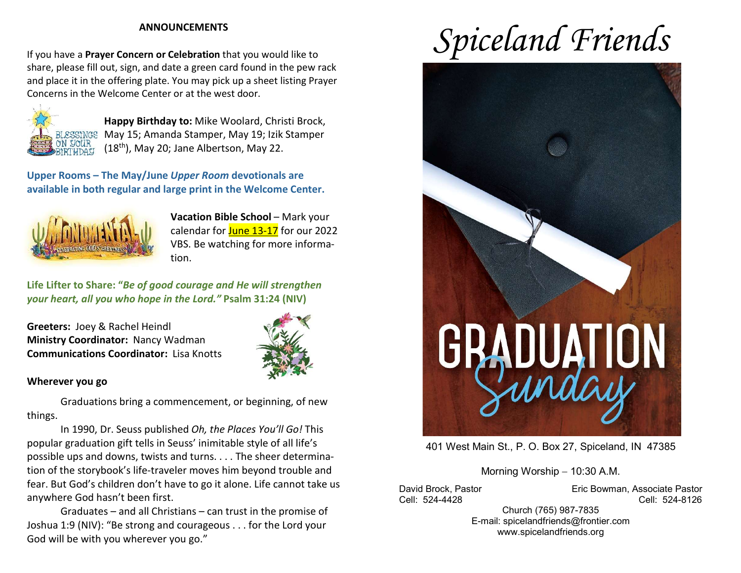## ANNOUNCEMENTS

If you have a **Prayer Concern or Celebration** that you would like to share, please fill out, sign, and date a green card found in the pew rack and place it in the offering plate. You may pick up a sheet listing Prayer Concerns in the Welcome Center or at the west door.

**Happy Birthday to:** Mike Woolard, Christi Brock, May 15; Amanda Stamper, May 19; Izik Stamper (18th), May 20; Jane Albertson, May 22.

**Upper Rooms – The May/June *Upper Room* devotionals are available in both regular and large print in the Welcome Center.**

**Vacation Bible School** – Mark your calendar for June 13-17 for our 2022 VBS. Be watching for more information.

**Life Lifter to Share: "*Be of good courage and He will strengthen your heart, all you who hope in the Lord.*" Psalm 31:24 (NIV)**

**Greeters:** Joey & Rachel Heindl
**Ministry Coordinator:** Nancy Wadman
**Communications Coordinator:** Lisa Knotts

**Wherever you go**

Graduations bring a commencement, or beginning, of new things.

In 1990, Dr. Seuss published *Oh, the Places You'll Go!* This popular graduation gift tells in Seuss' inimitable style of all life's possible ups and downs, twists and turns. . . . The sheer determination of the storybook's life-traveler moves him beyond trouble and fear. But God's children don't have to go it alone. Life cannot take us anywhere God hasn't been first.

Graduates – and all Christians – can trust in the promise of Joshua 1:9 (NIV): "Be strong and courageous . . . for the Lord your God will be with you wherever you go."

# *Spiceland Friends*

GRADUATION Sunday

401 West Main St., P. O. Box 27, Spiceland, IN 47385

Morning Worship – 10:30 A.M.

David Brock, Pastor
Cell: 524-4428

Eric Bowman, Associate Pastor
Cell: 524-8126

Church (765) 987-7835
E-mail: spicelandfriends@frontier.com
www.spicelandfriends.org